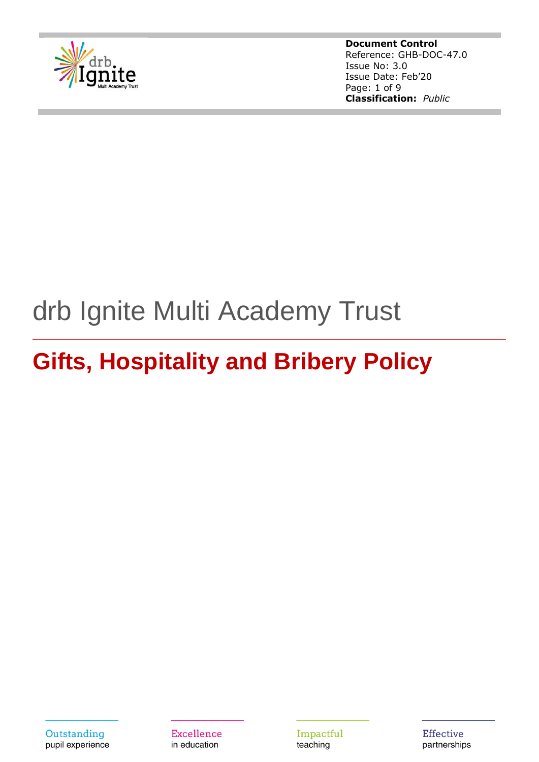**Document Control**
Reference: GHB-DOC-47.0
Issue No: 3.0
Issue Date: Feb'20
**Classification:** *Public*

# drb Ignite Multi Academy Trust

## Gifts, Hospitality and Bribery Policy

Outstanding pupil experience | Excellence in education | Impactful teaching | Effective partnerships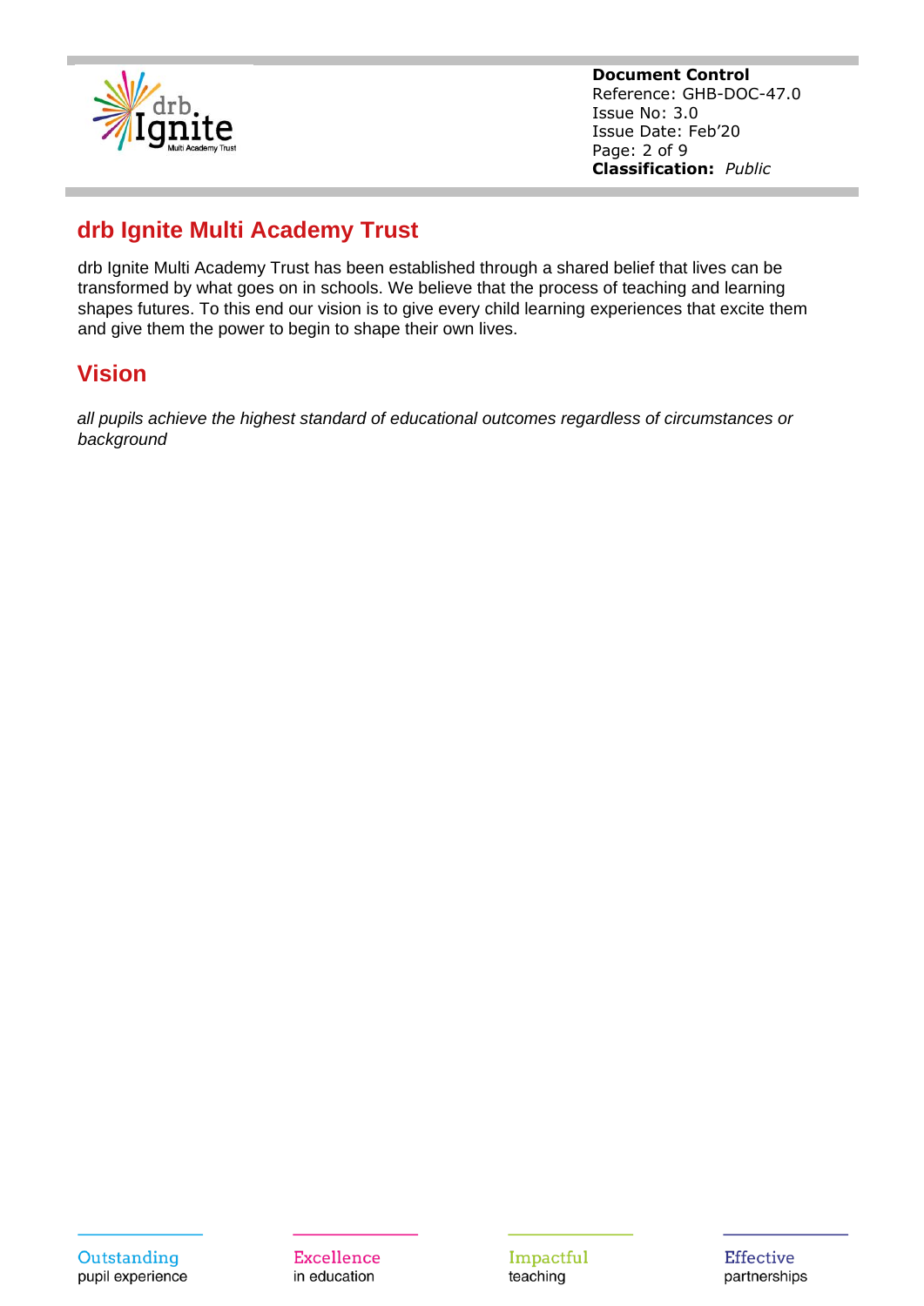## drb Ignite Multi Academy Trust

drb Ignite Multi Academy Trust has been established through a shared belief that lives can be transformed by what goes on in schools. We believe that the process of teaching and learning shapes futures. To this end our vision is to give every child learning experiences that excite them and give them the power to begin to shape their own lives.

## Vision

*all pupils achieve the highest standard of educational outcomes regardless of circumstances or background*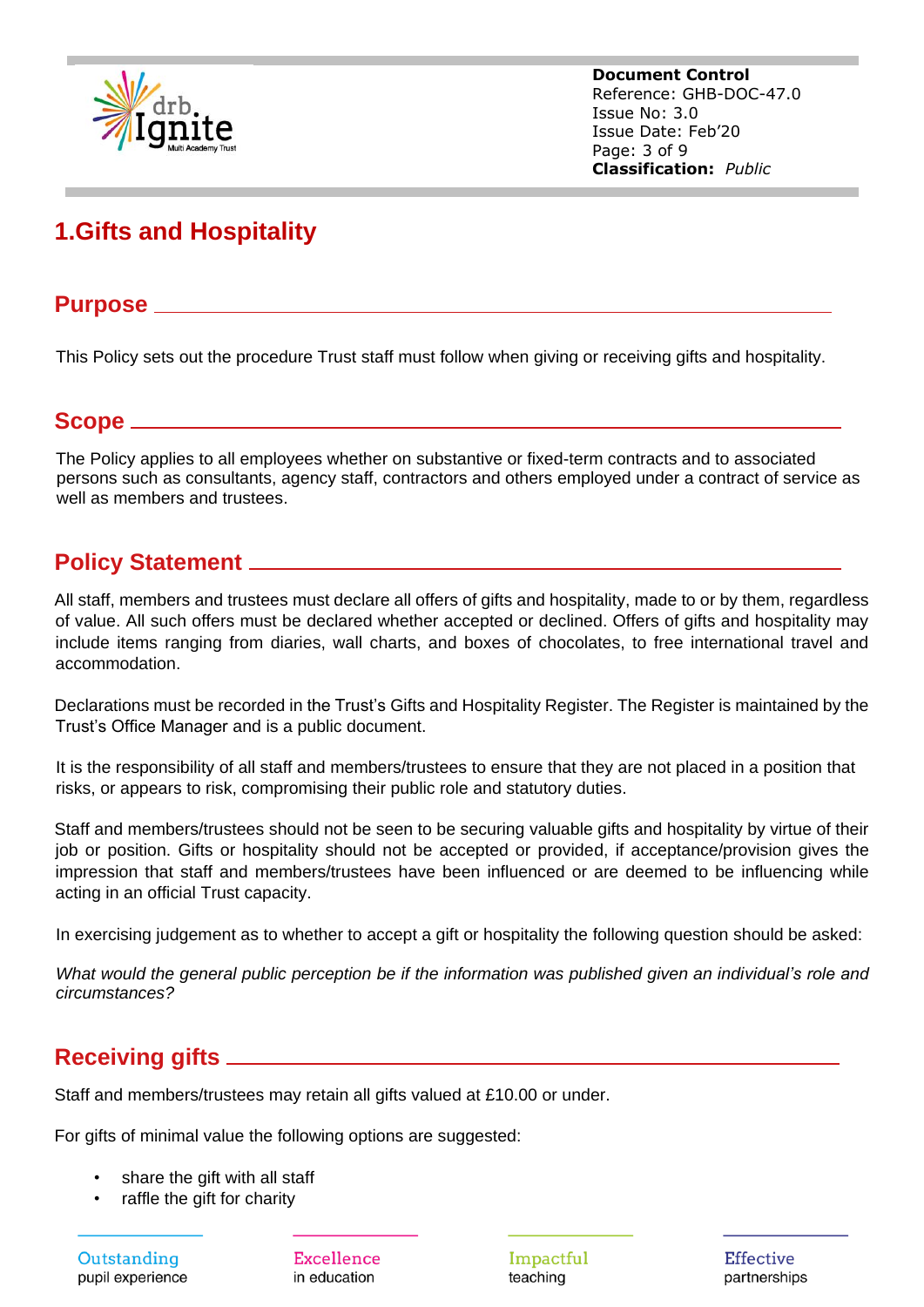# 1.Gifts and Hospitality

## Purpose

This Policy sets out the procedure Trust staff must follow when giving or receiving gifts and hospitality.

## Scope

The Policy applies to all employees whether on substantive or fixed-term contracts and to associated persons such as consultants, agency staff, contractors and others employed under a contract of service as well as members and trustees.

## Policy Statement

All staff, members and trustees must declare all offers of gifts and hospitality, made to or by them, regardless of value. All such offers must be declared whether accepted or declined. Offers of gifts and hospitality may include items ranging from diaries, wall charts, and boxes of chocolates, to free international travel and accommodation.

Declarations must be recorded in the Trust's Gifts and Hospitality Register. The Register is maintained by the Trust's Office Manager and is a public document.

It is the responsibility of all staff and members/trustees to ensure that they are not placed in a position that risks, or appears to risk, compromising their public role and statutory duties.

Staff and members/trustees should not be seen to be securing valuable gifts and hospitality by virtue of their job or position. Gifts or hospitality should not be accepted or provided, if acceptance/provision gives the impression that staff and members/trustees have been influenced or are deemed to be influencing while acting in an official Trust capacity.

In exercising judgement as to whether to accept a gift or hospitality the following question should be asked:

*What would the general public perception be if the information was published given an individual's role and circumstances?*

## Receiving gifts

Staff and members/trustees may retain all gifts valued at £10.00 or under.

For gifts of minimal value the following options are suggested:

- share the gift with all staff
- raffle the gift for charity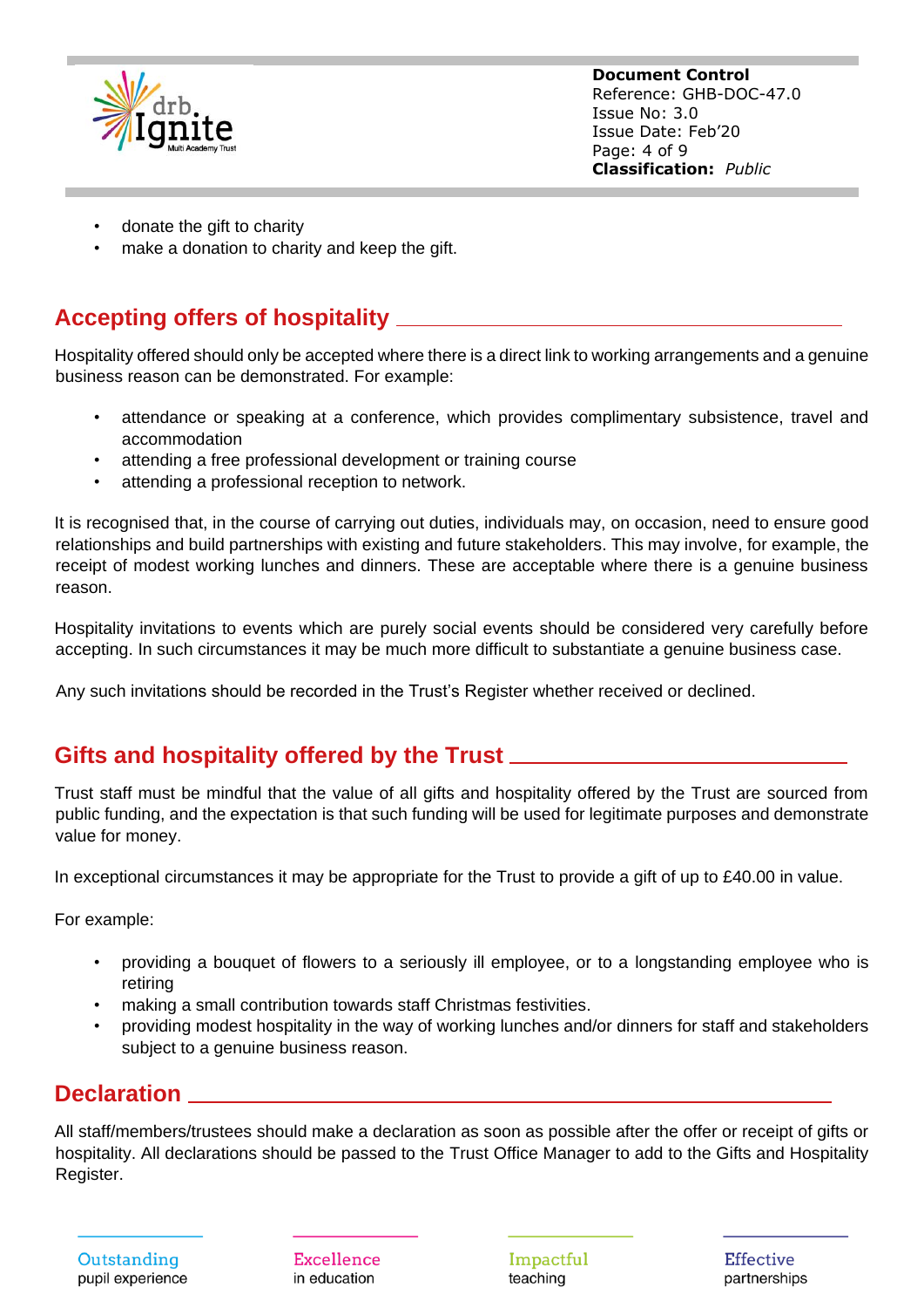- donate the gift to charity
- make a donation to charity and keep the gift.

## Accepting offers of hospitality

Hospitality offered should only be accepted where there is a direct link to working arrangements and a genuine business reason can be demonstrated. For example:

- attendance or speaking at a conference, which provides complimentary subsistence, travel and accommodation
- attending a free professional development or training course
- attending a professional reception to network.

It is recognised that, in the course of carrying out duties, individuals may, on occasion, need to ensure good relationships and build partnerships with existing and future stakeholders. This may involve, for example, the receipt of modest working lunches and dinners. These are acceptable where there is a genuine business reason.

Hospitality invitations to events which are purely social events should be considered very carefully before accepting. In such circumstances it may be much more difficult to substantiate a genuine business case.

Any such invitations should be recorded in the Trust's Register whether received or declined.

## Gifts and hospitality offered by the Trust

Trust staff must be mindful that the value of all gifts and hospitality offered by the Trust are sourced from public funding, and the expectation is that such funding will be used for legitimate purposes and demonstrate value for money.

In exceptional circumstances it may be appropriate for the Trust to provide a gift of up to £40.00 in value.

For example:

- providing a bouquet of flowers to a seriously ill employee, or to a longstanding employee who is retiring
- making a small contribution towards staff Christmas festivities.
- providing modest hospitality in the way of working lunches and/or dinners for staff and stakeholders subject to a genuine business reason.

## Declaration

All staff/members/trustees should make a declaration as soon as possible after the offer or receipt of gifts or hospitality. All declarations should be passed to the Trust Office Manager to add to the Gifts and Hospitality Register.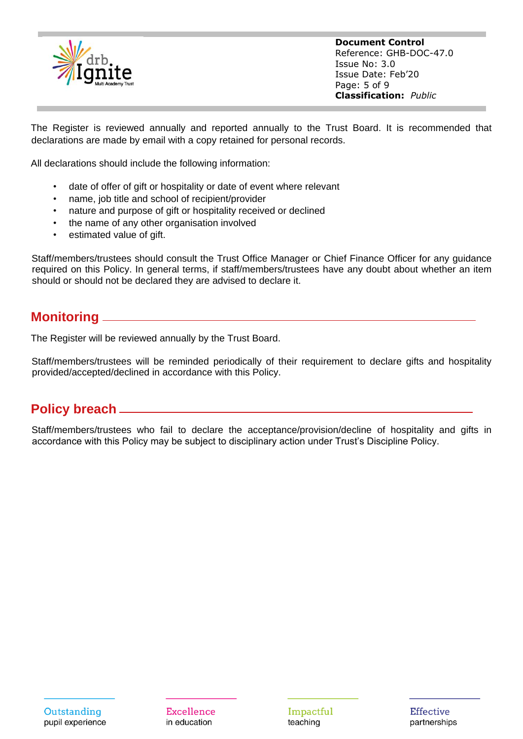The Register is reviewed annually and reported annually to the Trust Board. It is recommended that declarations are made by email with a copy retained for personal records.

All declarations should include the following information:

- date of offer of gift or hospitality or date of event where relevant
- name, job title and school of recipient/provider
- nature and purpose of gift or hospitality received or declined
- the name of any other organisation involved
- estimated value of gift.

Staff/members/trustees should consult the Trust Office Manager or Chief Finance Officer for any guidance required on this Policy. In general terms, if staff/members/trustees have any doubt about whether an item should or should not be declared they are advised to declare it.

## Monitoring

The Register will be reviewed annually by the Trust Board.

Staff/members/trustees will be reminded periodically of their requirement to declare gifts and hospitality provided/accepted/declined in accordance with this Policy.

## Policy breach

Staff/members/trustees who fail to declare the acceptance/provision/decline of hospitality and gifts in accordance with this Policy may be subject to disciplinary action under Trust's Discipline Policy.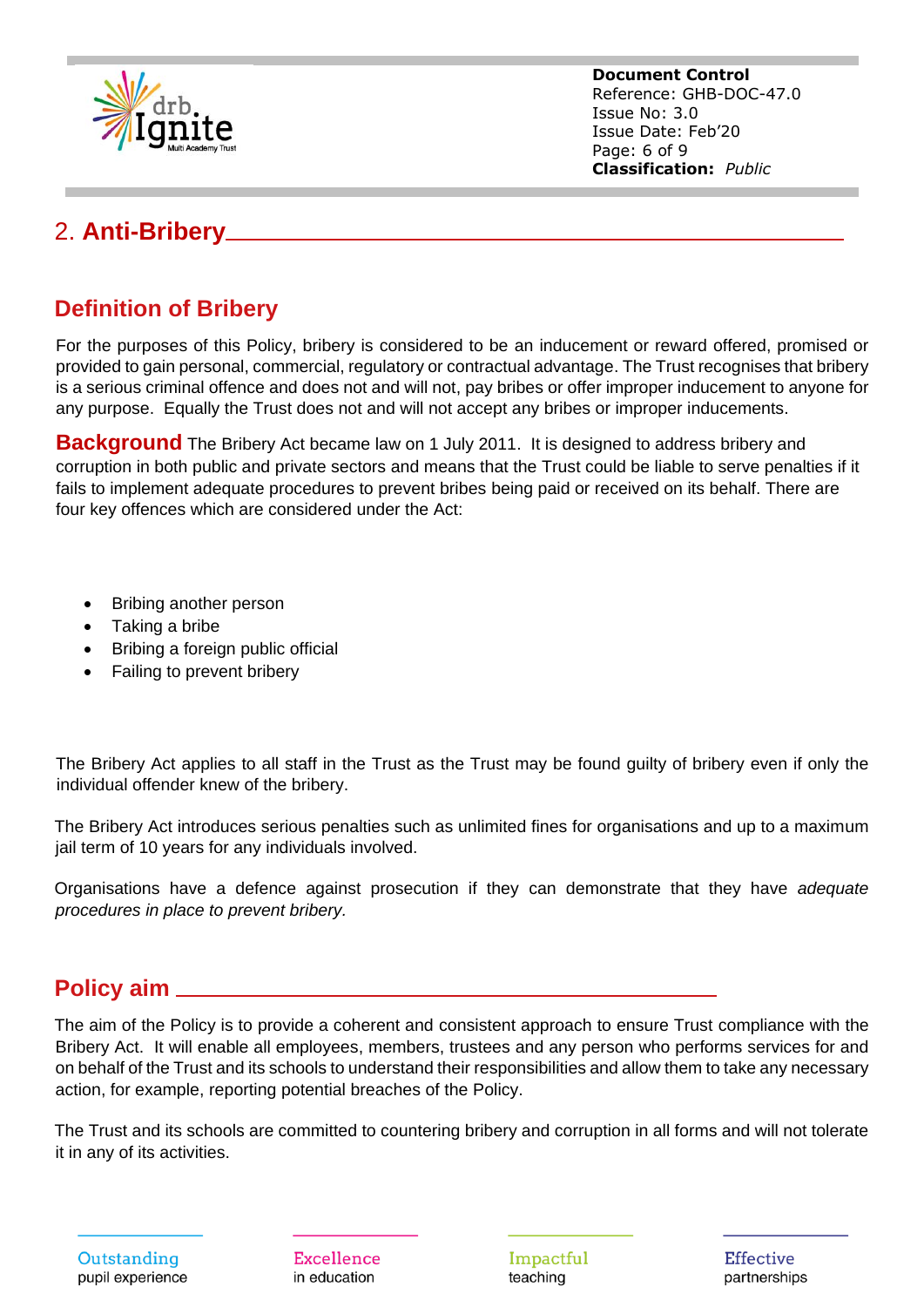## 2. **Anti-Bribery**

### Definition of Bribery

For the purposes of this Policy, bribery is considered to be an inducement or reward offered, promised or provided to gain personal, commercial, regulatory or contractual advantage. The Trust recognises that bribery is a serious criminal offence and does not and will not, pay bribes or offer improper inducement to anyone for any purpose. Equally the Trust does not and will not accept any bribes or improper inducements.

**Background** The Bribery Act became law on 1 July 2011. It is designed to address bribery and corruption in both public and private sectors and means that the Trust could be liable to serve penalties if it fails to implement adequate procedures to prevent bribes being paid or received on its behalf. There are four key offences which are considered under the Act:

- Bribing another person
- Taking a bribe
- Bribing a foreign public official
- Failing to prevent bribery

The Bribery Act applies to all staff in the Trust as the Trust may be found guilty of bribery even if only the individual offender knew of the bribery.

The Bribery Act introduces serious penalties such as unlimited fines for organisations and up to a maximum jail term of 10 years for any individuals involved.

Organisations have a defence against prosecution if they can demonstrate that they have *adequate procedures in place to prevent bribery.*

### Policy aim

The aim of the Policy is to provide a coherent and consistent approach to ensure Trust compliance with the Bribery Act. It will enable all employees, members, trustees and any person who performs services for and on behalf of the Trust and its schools to understand their responsibilities and allow them to take any necessary action, for example, reporting potential breaches of the Policy.

The Trust and its schools are committed to countering bribery and corruption in all forms and will not tolerate it in any of its activities.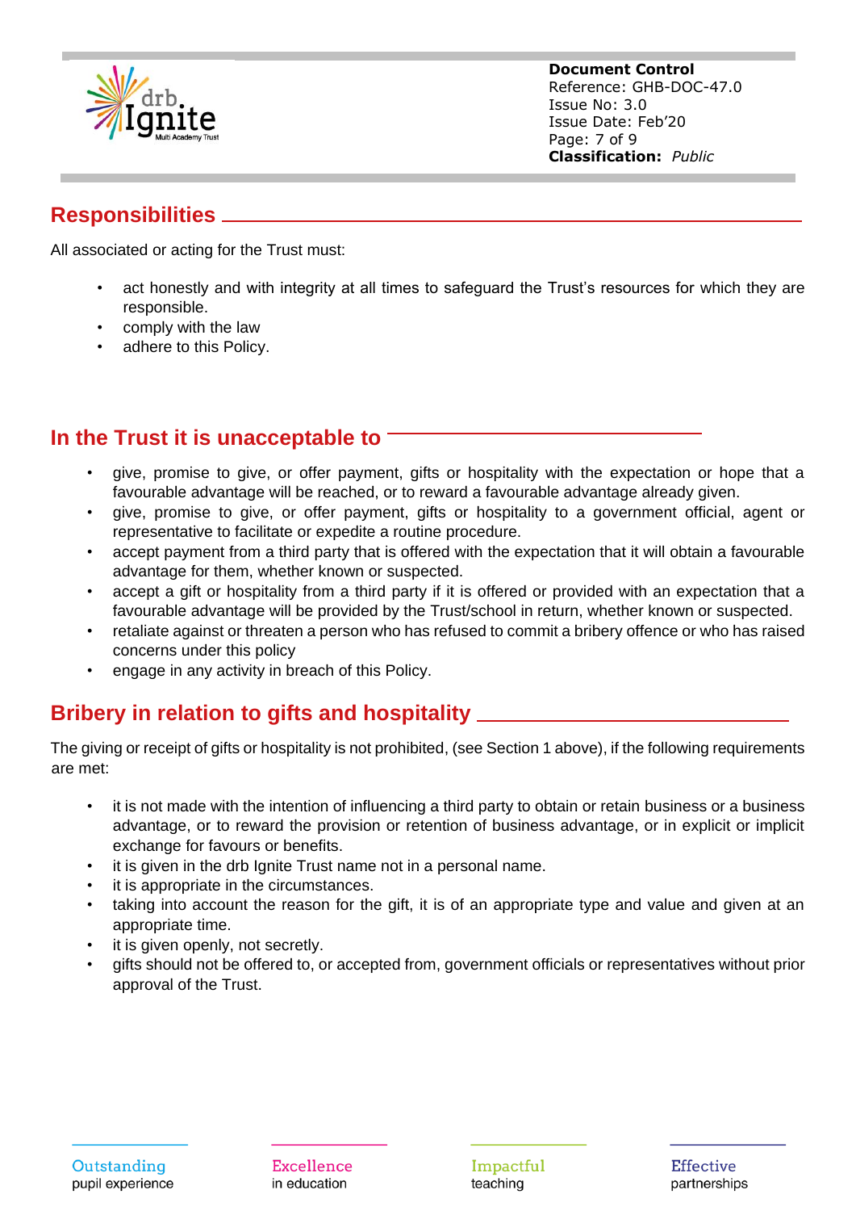## Responsibilities

All associated or acting for the Trust must:

- act honestly and with integrity at all times to safeguard the Trust's resources for which they are responsible.
- comply with the law
- adhere to this Policy.

## In the Trust it is unacceptable to

- give, promise to give, or offer payment, gifts or hospitality with the expectation or hope that a favourable advantage will be reached, or to reward a favourable advantage already given.
- give, promise to give, or offer payment, gifts or hospitality to a government official, agent or representative to facilitate or expedite a routine procedure.
- accept payment from a third party that is offered with the expectation that it will obtain a favourable advantage for them, whether known or suspected.
- accept a gift or hospitality from a third party if it is offered or provided with an expectation that a favourable advantage will be provided by the Trust/school in return, whether known or suspected.
- retaliate against or threaten a person who has refused to commit a bribery offence or who has raised concerns under this policy
- engage in any activity in breach of this Policy.

## Bribery in relation to gifts and hospitality

The giving or receipt of gifts or hospitality is not prohibited, (see Section 1 above), if the following requirements are met:

- it is not made with the intention of influencing a third party to obtain or retain business or a business advantage, or to reward the provision or retention of business advantage, or in explicit or implicit exchange for favours or benefits.
- it is given in the drb Ignite Trust name not in a personal name.
- it is appropriate in the circumstances.
- taking into account the reason for the gift, it is of an appropriate type and value and given at an appropriate time.
- it is given openly, not secretly.
- gifts should not be offered to, or accepted from, government officials or representatives without prior approval of the Trust.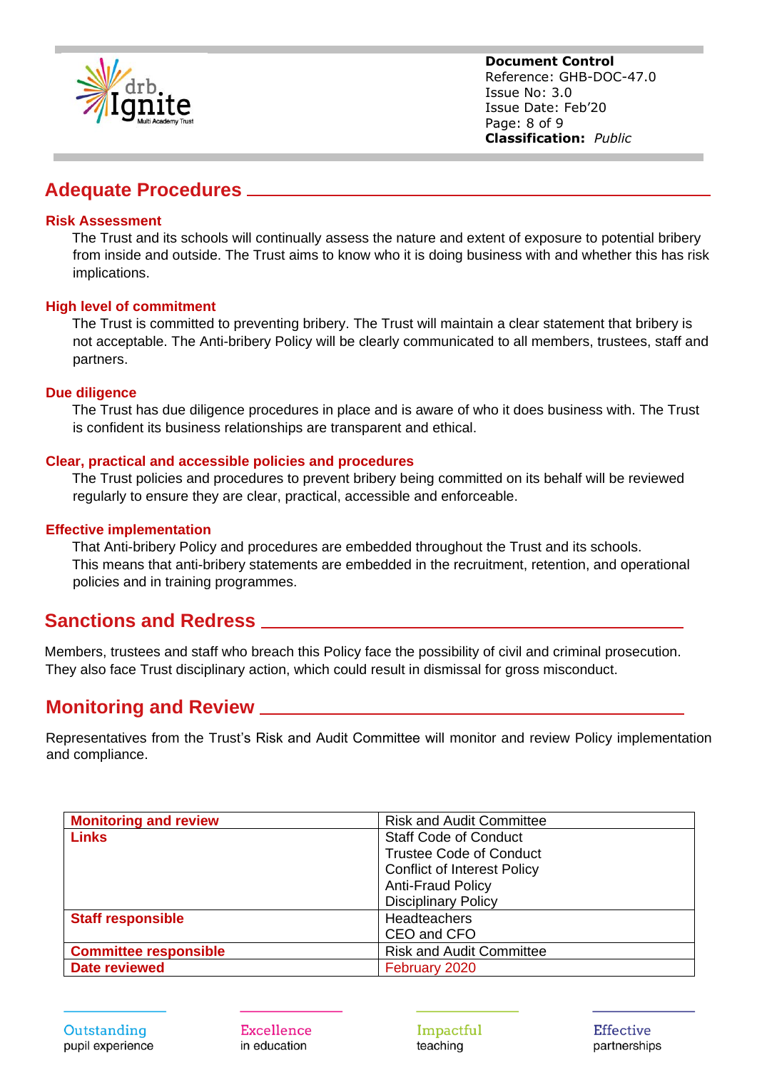## Adequate Procedures

### Risk Assessment

The Trust and its schools will continually assess the nature and extent of exposure to potential bribery from inside and outside. The Trust aims to know who it is doing business with and whether this has risk implications.

### High level of commitment

The Trust is committed to preventing bribery. The Trust will maintain a clear statement that bribery is not acceptable. The Anti-bribery Policy will be clearly communicated to all members, trustees, staff and partners.

### Due diligence

The Trust has due diligence procedures in place and is aware of who it does business with. The Trust is confident its business relationships are transparent and ethical.

### Clear, practical and accessible policies and procedures

The Trust policies and procedures to prevent bribery being committed on its behalf will be reviewed regularly to ensure they are clear, practical, accessible and enforceable.

### Effective implementation

That Anti-bribery Policy and procedures are embedded throughout the Trust and its schools. This means that anti-bribery statements are embedded in the recruitment, retention, and operational policies and in training programmes.

## Sanctions and Redress

Members, trustees and staff who breach this Policy face the possibility of civil and criminal prosecution. They also face Trust disciplinary action, which could result in dismissal for gross misconduct.

## Monitoring and Review

Representatives from the Trust's Risk and Audit Committee will monitor and review Policy implementation and compliance.

| | |
|---|---|
| **Monitoring and review** | Risk and Audit Committee |
| **Links** | Staff Code of Conduct<br>Trustee Code of Conduct<br>Conflict of Interest Policy<br>Anti-Fraud Policy<br>Disciplinary Policy |
| **Staff responsible** | Headteachers<br>CEO and CFO |
| **Committee responsible** | Risk and Audit Committee |
| **Date reviewed** | February 2020 |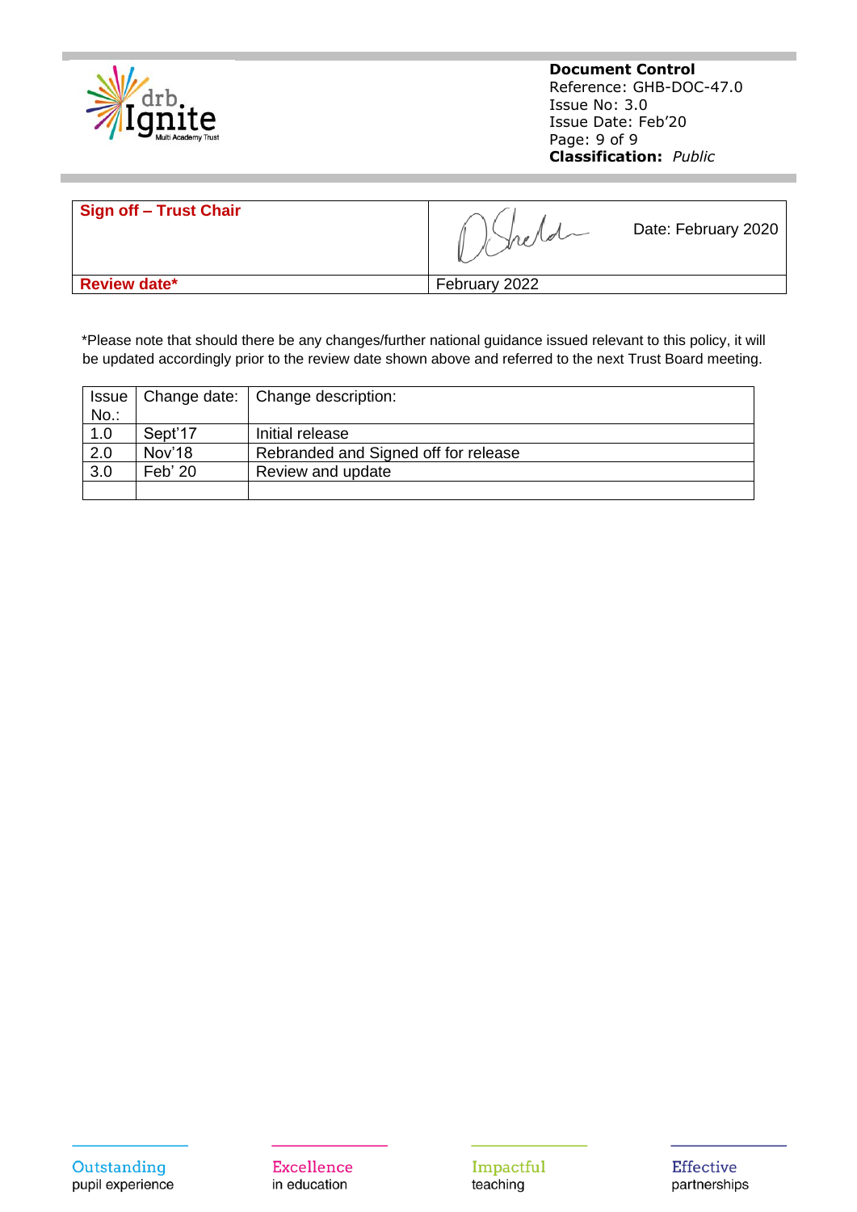| | |
|---|---|
| **Sign off – Trust Chair** | [signature] Date: February 2020 |
| **Review date*** | February 2022 |

*Please note that should there be any changes/further national guidance issued relevant to this policy, it will be updated accordingly prior to the review date shown above and referred to the next Trust Board meeting.

| Issue No.: | Change date: | Change description: |
|---|---|---|
| 1.0 | Sept'17 | Initial release |
| 2.0 | Nov'18 | Rebranded and Signed off for release |
| 3.0 | Feb' 20 | Review and update |
| | | |